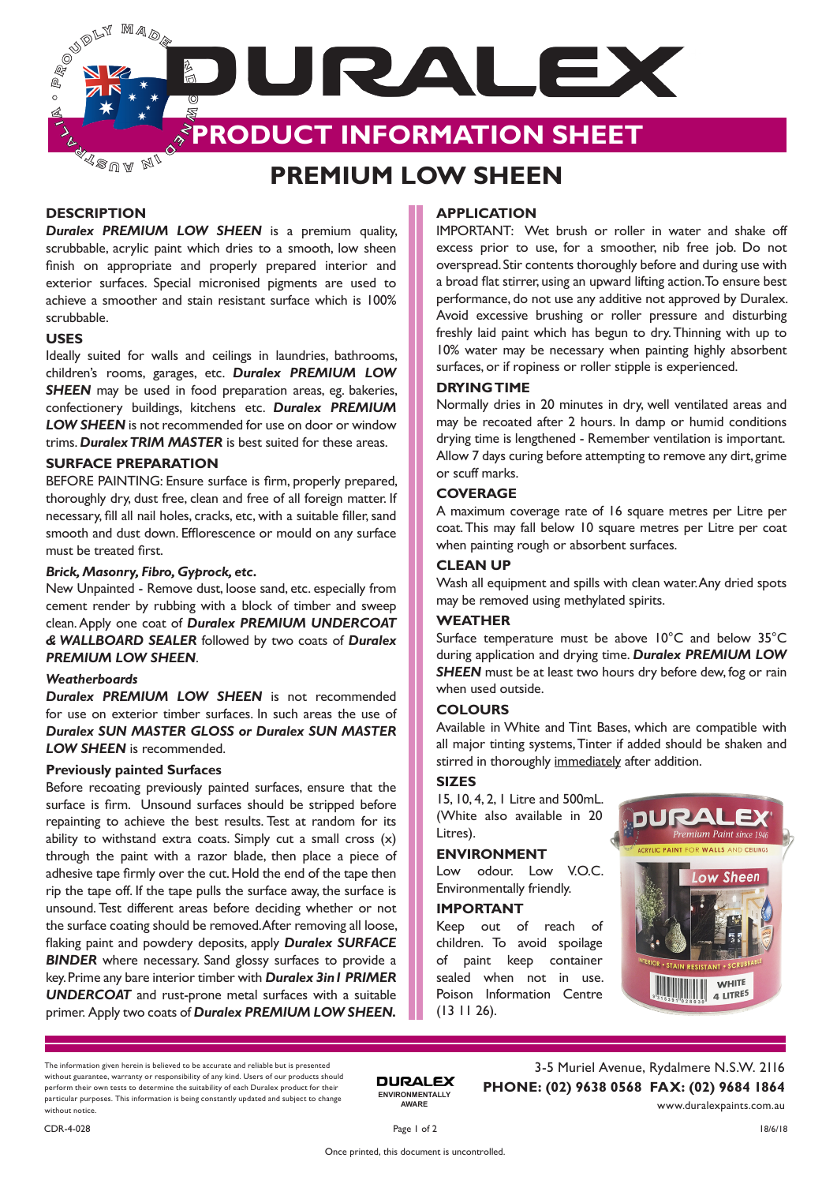# DURALEX

## PRODUCT INFORMATION SHEET

# PREMIUM LOW SHEEN

### DESCRIPTION

***Duralex PREMIUM LOW SHEEN*** is a premium quality, scrubbable, acrylic paint which dries to a smooth, low sheen finish on appropriate and properly prepared interior and exterior surfaces. Special micronised pigments are used to achieve a smoother and stain resistant surface which is 100% scrubbable.

### USES

Ideally suited for walls and ceilings in laundries, bathrooms, children's rooms, garages, etc. ***Duralex PREMIUM LOW SHEEN*** may be used in food preparation areas, eg. bakeries, confectionery buildings, kitchens etc. ***Duralex PREMIUM LOW SHEEN*** is not recommended for use on door or window trims. ***Duralex TRIM MASTER*** is best suited for these areas.

### SURFACE PREPARATION

BEFORE PAINTING: Ensure surface is firm, properly prepared, thoroughly dry, dust free, clean and free of all foreign matter. If necessary, fill all nail holes, cracks, etc, with a suitable filler, sand smooth and dust down. Efflorescence or mould on any surface must be treated first.

***Brick, Masonry, Fibro, Gyprock, etc.***

New Unpainted - Remove dust, loose sand, etc. especially from cement render by rubbing with a block of timber and sweep clean. Apply one coat of ***Duralex PREMIUM UNDERCOAT & WALLBOARD SEALER*** followed by two coats of ***Duralex PREMIUM LOW SHEEN***.

***Weatherboards***

***Duralex PREMIUM LOW SHEEN*** is not recommended for use on exterior timber surfaces. In such areas the use of ***Duralex SUN MASTER GLOSS or Duralex SUN MASTER LOW SHEEN*** is recommended.

**Previously painted Surfaces**

Before recoating previously painted surfaces, ensure that the surface is firm. Unsound surfaces should be stripped before repainting to achieve the best results. Test at random for its ability to withstand extra coats. Simply cut a small cross (x) through the paint with a razor blade, then place a piece of adhesive tape firmly over the cut. Hold the end of the tape then rip the tape off. If the tape pulls the surface away, the surface is unsound. Test different areas before deciding whether or not the surface coating should be removed. After removing all loose, flaking paint and powdery deposits, apply ***Duralex SURFACE BINDER*** where necessary. Sand glossy surfaces to provide a key. Prime any bare interior timber with ***Duralex 3in1 PRIMER UNDERCOAT*** and rust-prone metal surfaces with a suitable primer. Apply two coats of ***Duralex PREMIUM LOW SHEEN.***

### APPLICATION

IMPORTANT: Wet brush or roller in water and shake off excess prior to use, for a smoother, nib free job. Do not overspread. Stir contents thoroughly before and during use with a broad flat stirrer, using an upward lifting action. To ensure best performance, do not use any additive not approved by Duralex. Avoid excessive brushing or roller pressure and disturbing freshly laid paint which has begun to dry. Thinning with up to 10% water may be necessary when painting highly absorbent surfaces, or if ropiness or roller stipple is experienced.

### DRYING TIME

Normally dries in 20 minutes in dry, well ventilated areas and may be recoated after 2 hours. In damp or humid conditions drying time is lengthened - Remember ventilation is important. Allow 7 days curing before attempting to remove any dirt, grime or scuff marks.

### COVERAGE

A maximum coverage rate of 16 square metres per Litre per coat. This may fall below 10 square metres per Litre per coat when painting rough or absorbent surfaces.

### CLEAN UP

Wash all equipment and spills with clean water. Any dried spots may be removed using methylated spirits.

### WEATHER

Surface temperature must be above 10°C and below 35°C during application and drying time. ***Duralex PREMIUM LOW SHEEN*** must be at least two hours dry before dew, fog or rain when used outside.

### COLOURS

Available in White and Tint Bases, which are compatible with all major tinting systems, Tinter if added should be shaken and stirred in thoroughly immediately after addition.

### SIZES

15, 10, 4, 2, 1 Litre and 500mL. (White also available in 20 Litres).

### ENVIRONMENT

Low odour. Low V.O.C. Environmentally friendly.

### IMPORTANT

Keep out of reach of children. To avoid spoilage of paint keep container sealed when not in use. Poison Information Centre (13 11 26).

---

The information given herein is believed to be accurate and reliable but is presented without guarantee, warranty or responsibility of any kind. Users of our products should perform their own tests to determine the suitability of each Duralex product for their particular purposes. This information is being constantly updated and subject to change without notice.

DURALEX ENVIRONMENTALLY AWARE

3-5 Muriel Avenue, Rydalmere N.S.W. 2116
**PHONE: (02) 9638 0568 FAX: (02) 9684 1864**
www.duralexpaints.com.au

CDR-4-028 18/6/18

Once printed, this document is uncontrolled.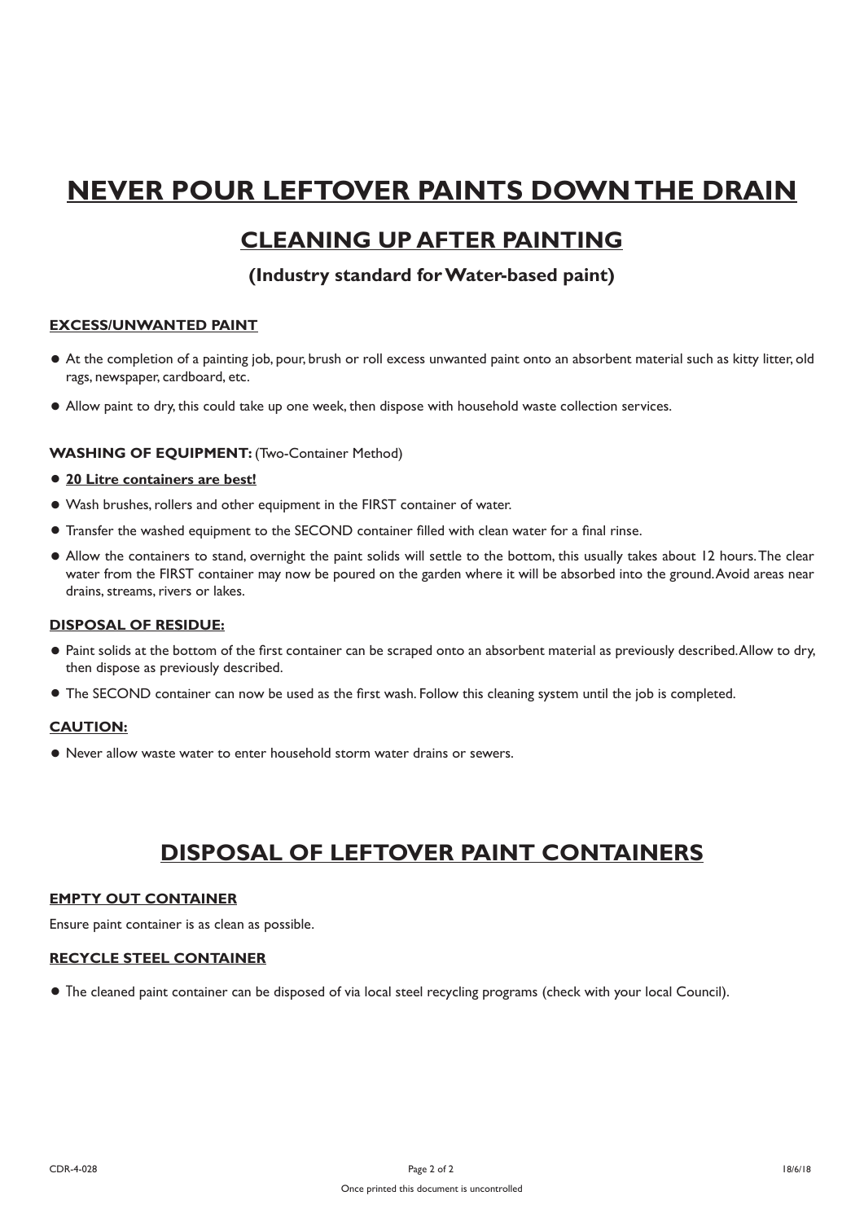# NEVER POUR LEFTOVER PAINTS DOWN THE DRAIN

## CLEANING UP AFTER PAINTING

### (Industry standard for Water-based paint)

#### EXCESS/UNWANTED PAINT

- At the completion of a painting job, pour, brush or roll excess unwanted paint onto an absorbent material such as kitty litter, old rags, newspaper, cardboard, etc.
- Allow paint to dry, this could take up one week, then dispose with household waste collection services.

**WASHING OF EQUIPMENT:** (Two-Container Method)

- **20 Litre containers are best!**
- Wash brushes, rollers and other equipment in the FIRST container of water.
- Transfer the washed equipment to the SECOND container filled with clean water for a final rinse.
- Allow the containers to stand, overnight the paint solids will settle to the bottom, this usually takes about 12 hours. The clear water from the FIRST container may now be poured on the garden where it will be absorbed into the ground. Avoid areas near drains, streams, rivers or lakes.

#### DISPOSAL OF RESIDUE:

- Paint solids at the bottom of the first container can be scraped onto an absorbent material as previously described. Allow to dry, then dispose as previously described.
- The SECOND container can now be used as the first wash. Follow this cleaning system until the job is completed.

#### CAUTION:

- Never allow waste water to enter household storm water drains or sewers.

## DISPOSAL OF LEFTOVER PAINT CONTAINERS

#### EMPTY OUT CONTAINER

Ensure paint container is as clean as possible.

#### RECYCLE STEEL CONTAINER

- The cleaned paint container can be disposed of via local steel recycling programs (check with your local Council).

CDR-4-028 18/6/18

Once printed this document is uncontrolled